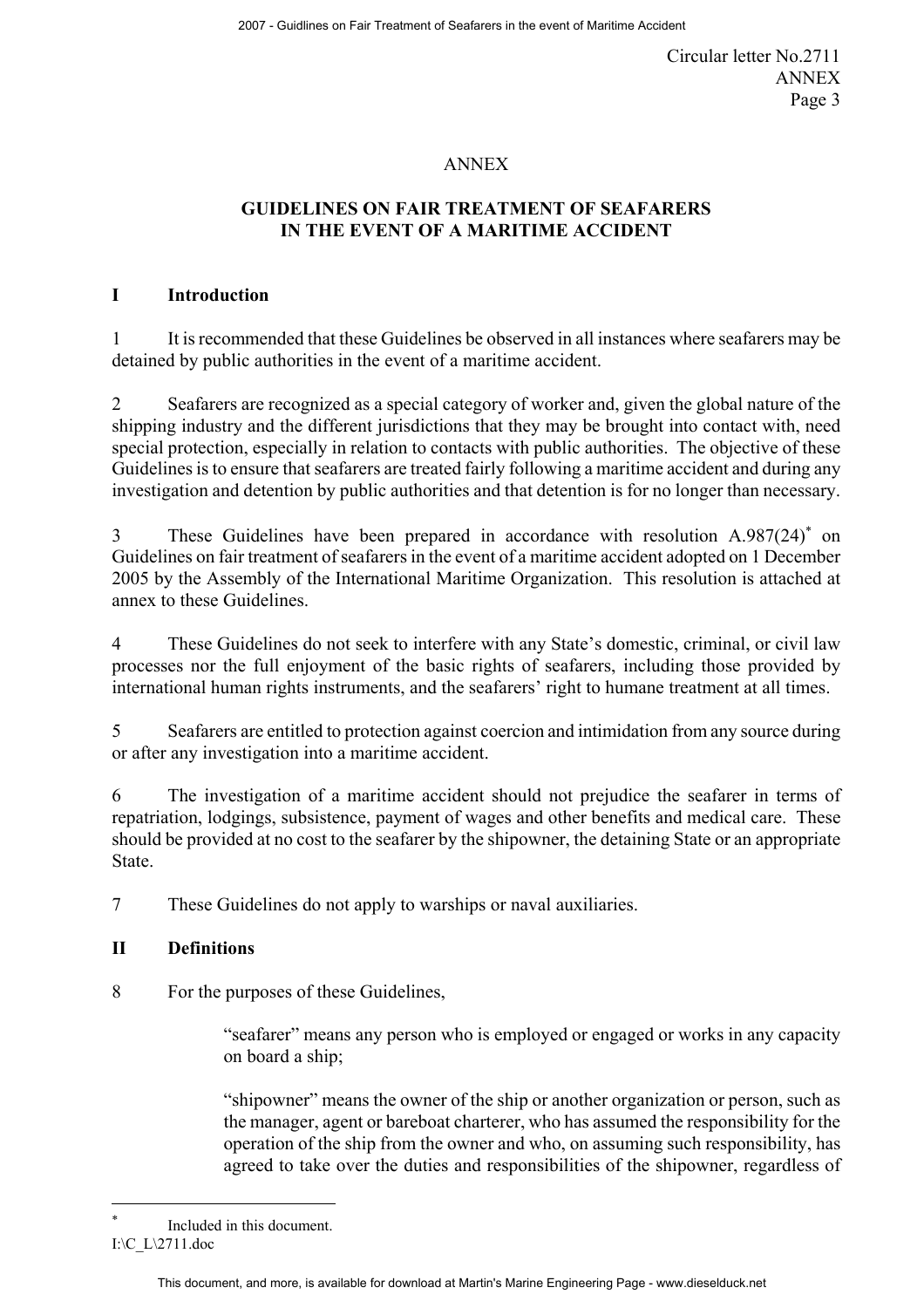# ANNEX

## GUIDELINES ON FAIR TREATMENT OF SEAFARERS IN THE EVENT OF A MARITIME ACCIDENT

### I Introduction

1 It is recommended that these Guidelines be observed in all instances where seafarers may be detained by public authorities in the event of a maritime accident.

2 Seafarers are recognized as a special category of worker and, given the global nature of the shipping industry and the different jurisdictions that they may be brought into contact with, need special protection, especially in relation to contacts with public authorities. The objective of these Guidelines is to ensure that seafarers are treated fairly following a maritime accident and during any investigation and detention by public authorities and that detention is for no longer than necessary.

3 These Guidelines have been prepared in accordance with resolution A.987(24)* on Guidelines on fair treatment of seafarers in the event of a maritime accident adopted on 1 December 2005 by the Assembly of the International Maritime Organization. This resolution is attached at annex to these Guidelines.

4 These Guidelines do not seek to interfere with any State's domestic, criminal, or civil law processes nor the full enjoyment of the basic rights of seafarers, including those provided by international human rights instruments, and the seafarers' right to humane treatment at all times.

5 Seafarers are entitled to protection against coercion and intimidation from any source during or after any investigation into a maritime accident.

6 The investigation of a maritime accident should not prejudice the seafarer in terms of repatriation, lodgings, subsistence, payment of wages and other benefits and medical care. These should be provided at no cost to the seafarer by the shipowner, the detaining State or an appropriate State.

7 These Guidelines do not apply to warships or naval auxiliaries.

### II Definitions

8 For the purposes of these Guidelines,

> "seafarer" means any person who is employed or engaged or works in any capacity on board a ship;
>
> "shipowner" means the owner of the ship or another organization or person, such as the manager, agent or bareboat charterer, who has assumed the responsibility for the operation of the ship from the owner and who, on assuming such responsibility, has agreed to take over the duties and responsibilities of the shipowner, regardless of

---

* Included in this document.

I:\C_L\2711.doc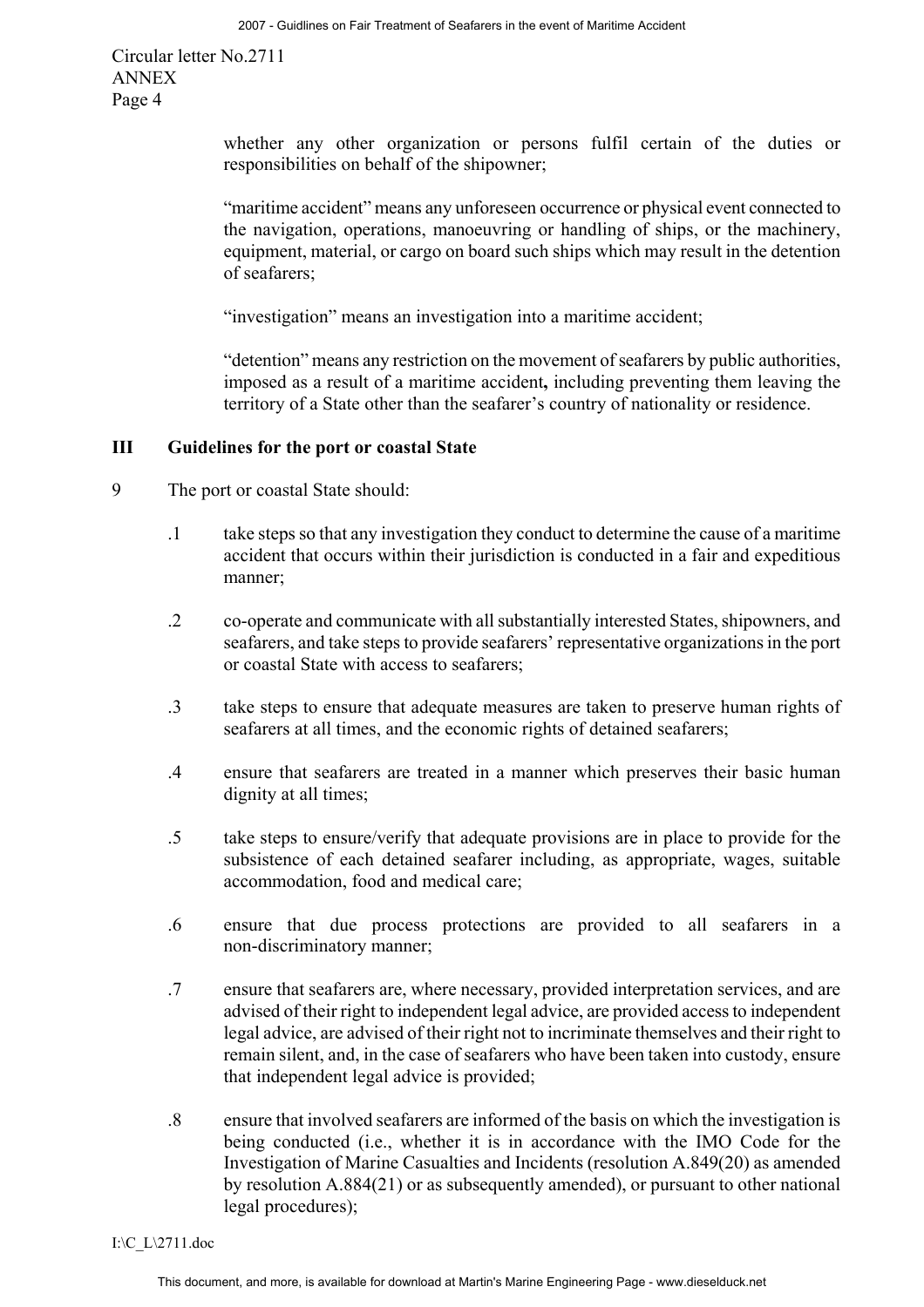whether any other organization or persons fulfil certain of the duties or responsibilities on behalf of the shipowner;

"maritime accident" means any unforeseen occurrence or physical event connected to the navigation, operations, manoeuvring or handling of ships, or the machinery, equipment, material, or cargo on board such ships which may result in the detention of seafarers;

"investigation" means an investigation into a maritime accident;

"detention" means any restriction on the movement of seafarers by public authorities, imposed as a result of a maritime accident**,** including preventing them leaving the territory of a State other than the seafarer's country of nationality or residence.

## III Guidelines for the port or coastal State

9 The port or coastal State should:

.1 take steps so that any investigation they conduct to determine the cause of a maritime accident that occurs within their jurisdiction is conducted in a fair and expeditious manner;

.2 co-operate and communicate with all substantially interested States, shipowners, and seafarers, and take steps to provide seafarers' representative organizations in the port or coastal State with access to seafarers;

.3 take steps to ensure that adequate measures are taken to preserve human rights of seafarers at all times, and the economic rights of detained seafarers;

.4 ensure that seafarers are treated in a manner which preserves their basic human dignity at all times;

.5 take steps to ensure/verify that adequate provisions are in place to provide for the subsistence of each detained seafarer including, as appropriate, wages, suitable accommodation, food and medical care;

.6 ensure that due process protections are provided to all seafarers in a non-discriminatory manner;

.7 ensure that seafarers are, where necessary, provided interpretation services, and are advised of their right to independent legal advice, are provided access to independent legal advice, are advised of their right not to incriminate themselves and their right to remain silent, and, in the case of seafarers who have been taken into custody, ensure that independent legal advice is provided;

.8 ensure that involved seafarers are informed of the basis on which the investigation is being conducted (i.e., whether it is in accordance with the IMO Code for the Investigation of Marine Casualties and Incidents (resolution A.849(20) as amended by resolution A.884(21) or as subsequently amended), or pursuant to other national legal procedures);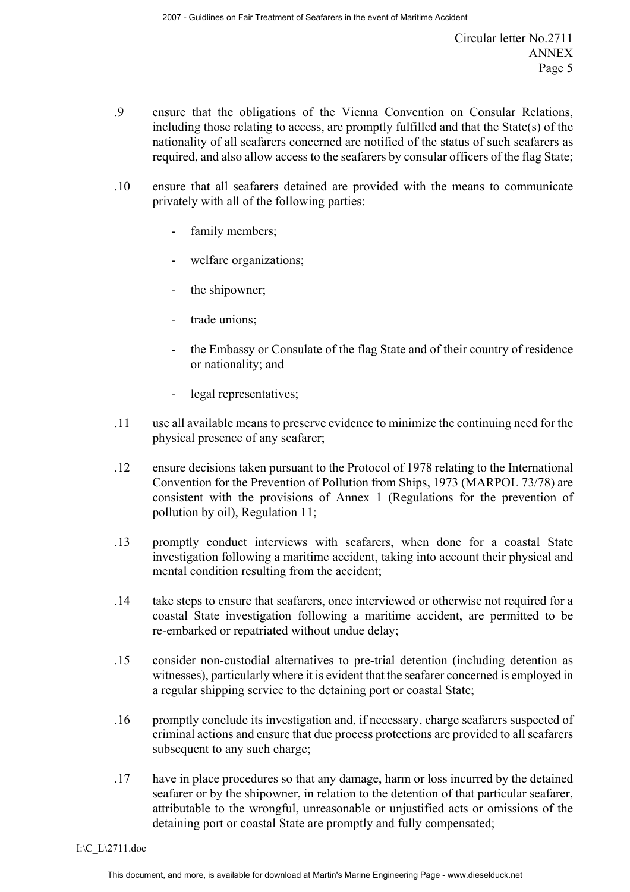.9 ensure that the obligations of the Vienna Convention on Consular Relations, including those relating to access, are promptly fulfilled and that the State(s) of the nationality of all seafarers concerned are notified of the status of such seafarers as required, and also allow access to the seafarers by consular officers of the flag State;

.10 ensure that all seafarers detained are provided with the means to communicate privately with all of the following parties:

- family members;
- welfare organizations;
- the shipowner;
- trade unions;
- the Embassy or Consulate of the flag State and of their country of residence or nationality; and
- legal representatives;

.11 use all available means to preserve evidence to minimize the continuing need for the physical presence of any seafarer;

.12 ensure decisions taken pursuant to the Protocol of 1978 relating to the International Convention for the Prevention of Pollution from Ships, 1973 (MARPOL 73/78) are consistent with the provisions of Annex 1 (Regulations for the prevention of pollution by oil), Regulation 11;

.13 promptly conduct interviews with seafarers, when done for a coastal State investigation following a maritime accident, taking into account their physical and mental condition resulting from the accident;

.14 take steps to ensure that seafarers, once interviewed or otherwise not required for a coastal State investigation following a maritime accident, are permitted to be re-embarked or repatriated without undue delay;

.15 consider non-custodial alternatives to pre-trial detention (including detention as witnesses), particularly where it is evident that the seafarer concerned is employed in a regular shipping service to the detaining port or coastal State;

.16 promptly conclude its investigation and, if necessary, charge seafarers suspected of criminal actions and ensure that due process protections are provided to all seafarers subsequent to any such charge;

.17 have in place procedures so that any damage, harm or loss incurred by the detained seafarer or by the shipowner, in relation to the detention of that particular seafarer, attributable to the wrongful, unreasonable or unjustified acts or omissions of the detaining port or coastal State are promptly and fully compensated;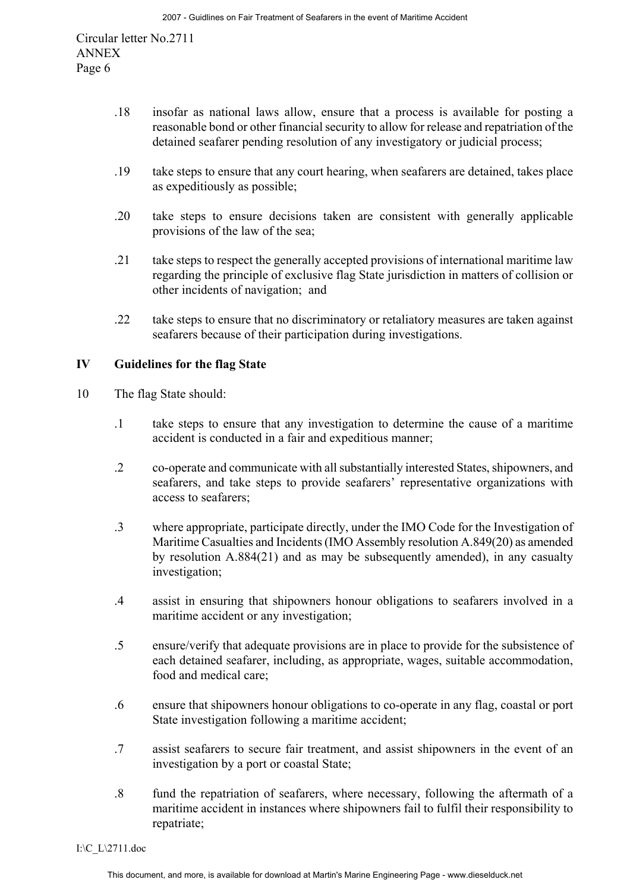.18 insofar as national laws allow, ensure that a process is available for posting a reasonable bond or other financial security to allow for release and repatriation of the detained seafarer pending resolution of any investigatory or judicial process;

.19 take steps to ensure that any court hearing, when seafarers are detained, takes place as expeditiously as possible;

.20 take steps to ensure decisions taken are consistent with generally applicable provisions of the law of the sea;

.21 take steps to respect the generally accepted provisions of international maritime law regarding the principle of exclusive flag State jurisdiction in matters of collision or other incidents of navigation; and

.22 take steps to ensure that no discriminatory or retaliatory measures are taken against seafarers because of their participation during investigations.

## IV Guidelines for the flag State

10 The flag State should:

.1 take steps to ensure that any investigation to determine the cause of a maritime accident is conducted in a fair and expeditious manner;

.2 co-operate and communicate with all substantially interested States, shipowners, and seafarers, and take steps to provide seafarers' representative organizations with access to seafarers;

.3 where appropriate, participate directly, under the IMO Code for the Investigation of Maritime Casualties and Incidents (IMO Assembly resolution A.849(20) as amended by resolution A.884(21) and as may be subsequently amended), in any casualty investigation;

.4 assist in ensuring that shipowners honour obligations to seafarers involved in a maritime accident or any investigation;

.5 ensure/verify that adequate provisions are in place to provide for the subsistence of each detained seafarer, including, as appropriate, wages, suitable accommodation, food and medical care;

.6 ensure that shipowners honour obligations to co-operate in any flag, coastal or port State investigation following a maritime accident;

.7 assist seafarers to secure fair treatment, and assist shipowners in the event of an investigation by a port or coastal State;

.8 fund the repatriation of seafarers, where necessary, following the aftermath of a maritime accident in instances where shipowners fail to fulfil their responsibility to repatriate;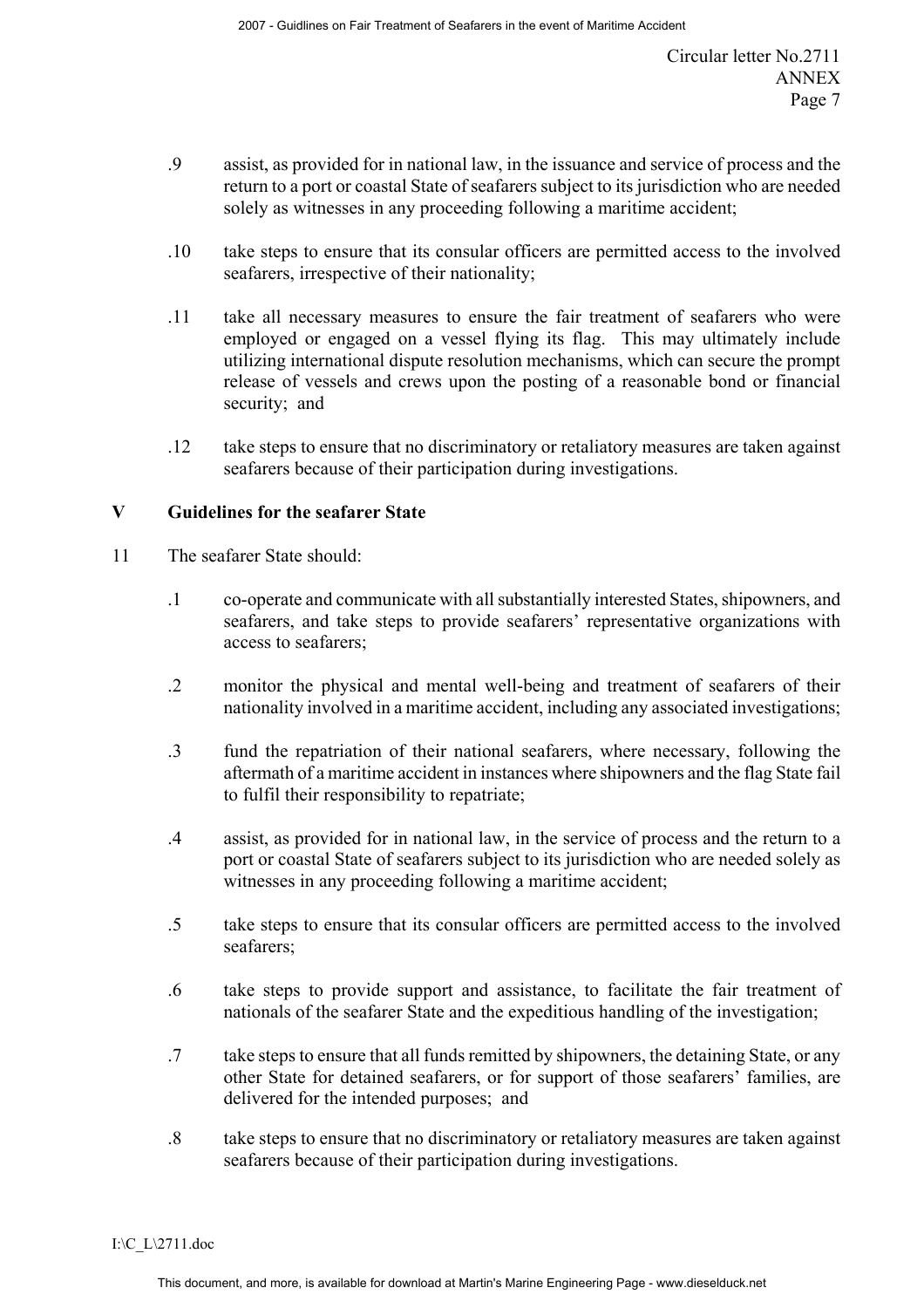.9 assist, as provided for in national law, in the issuance and service of process and the return to a port or coastal State of seafarers subject to its jurisdiction who are needed solely as witnesses in any proceeding following a maritime accident;

.10 take steps to ensure that its consular officers are permitted access to the involved seafarers, irrespective of their nationality;

.11 take all necessary measures to ensure the fair treatment of seafarers who were employed or engaged on a vessel flying its flag. This may ultimately include utilizing international dispute resolution mechanisms, which can secure the prompt release of vessels and crews upon the posting of a reasonable bond or financial security; and

.12 take steps to ensure that no discriminatory or retaliatory measures are taken against seafarers because of their participation during investigations.

## V Guidelines for the seafarer State

11 The seafarer State should:

.1 co-operate and communicate with all substantially interested States, shipowners, and seafarers, and take steps to provide seafarers' representative organizations with access to seafarers;

.2 monitor the physical and mental well-being and treatment of seafarers of their nationality involved in a maritime accident, including any associated investigations;

.3 fund the repatriation of their national seafarers, where necessary, following the aftermath of a maritime accident in instances where shipowners and the flag State fail to fulfil their responsibility to repatriate;

.4 assist, as provided for in national law, in the service of process and the return to a port or coastal State of seafarers subject to its jurisdiction who are needed solely as witnesses in any proceeding following a maritime accident;

.5 take steps to ensure that its consular officers are permitted access to the involved seafarers;

.6 take steps to provide support and assistance, to facilitate the fair treatment of nationals of the seafarer State and the expeditious handling of the investigation;

.7 take steps to ensure that all funds remitted by shipowners, the detaining State, or any other State for detained seafarers, or for support of those seafarers' families, are delivered for the intended purposes; and

.8 take steps to ensure that no discriminatory or retaliatory measures are taken against seafarers because of their participation during investigations.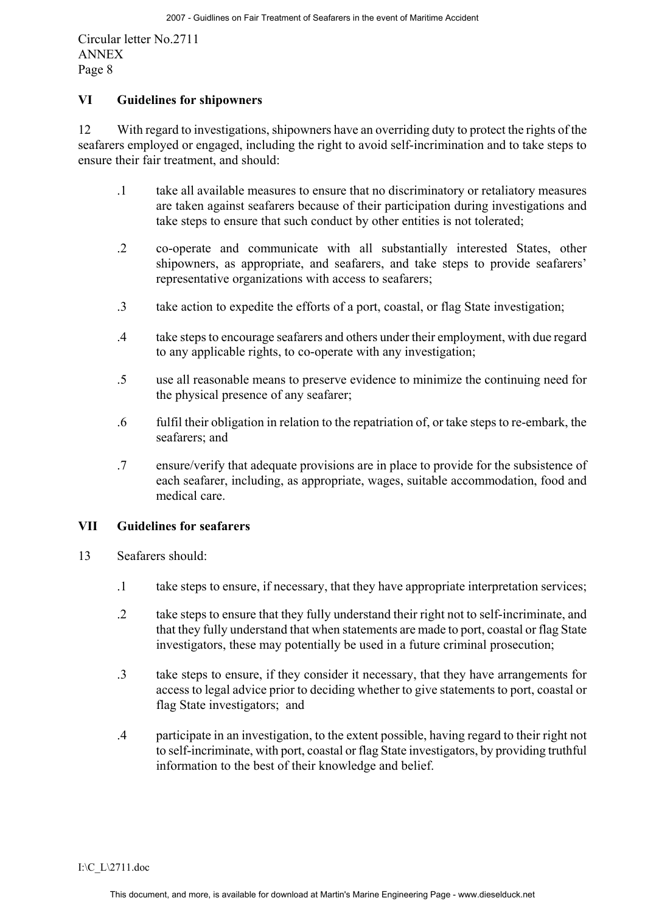## VI Guidelines for shipowners

12 With regard to investigations, shipowners have an overriding duty to protect the rights of the seafarers employed or engaged, including the right to avoid self-incrimination and to take steps to ensure their fair treatment, and should:

.1 take all available measures to ensure that no discriminatory or retaliatory measures are taken against seafarers because of their participation during investigations and take steps to ensure that such conduct by other entities is not tolerated;

.2 co-operate and communicate with all substantially interested States, other shipowners, as appropriate, and seafarers, and take steps to provide seafarers' representative organizations with access to seafarers;

.3 take action to expedite the efforts of a port, coastal, or flag State investigation;

.4 take steps to encourage seafarers and others under their employment, with due regard to any applicable rights, to co-operate with any investigation;

.5 use all reasonable means to preserve evidence to minimize the continuing need for the physical presence of any seafarer;

.6 fulfil their obligation in relation to the repatriation of, or take steps to re-embark, the seafarers; and

.7 ensure/verify that adequate provisions are in place to provide for the subsistence of each seafarer, including, as appropriate, wages, suitable accommodation, food and medical care.

## VII Guidelines for seafarers

13 Seafarers should:

.1 take steps to ensure, if necessary, that they have appropriate interpretation services;

.2 take steps to ensure that they fully understand their right not to self-incriminate, and that they fully understand that when statements are made to port, coastal or flag State investigators, these may potentially be used in a future criminal prosecution;

.3 take steps to ensure, if they consider it necessary, that they have arrangements for access to legal advice prior to deciding whether to give statements to port, coastal or flag State investigators; and

.4 participate in an investigation, to the extent possible, having regard to their right not to self-incriminate, with port, coastal or flag State investigators, by providing truthful information to the best of their knowledge and belief.